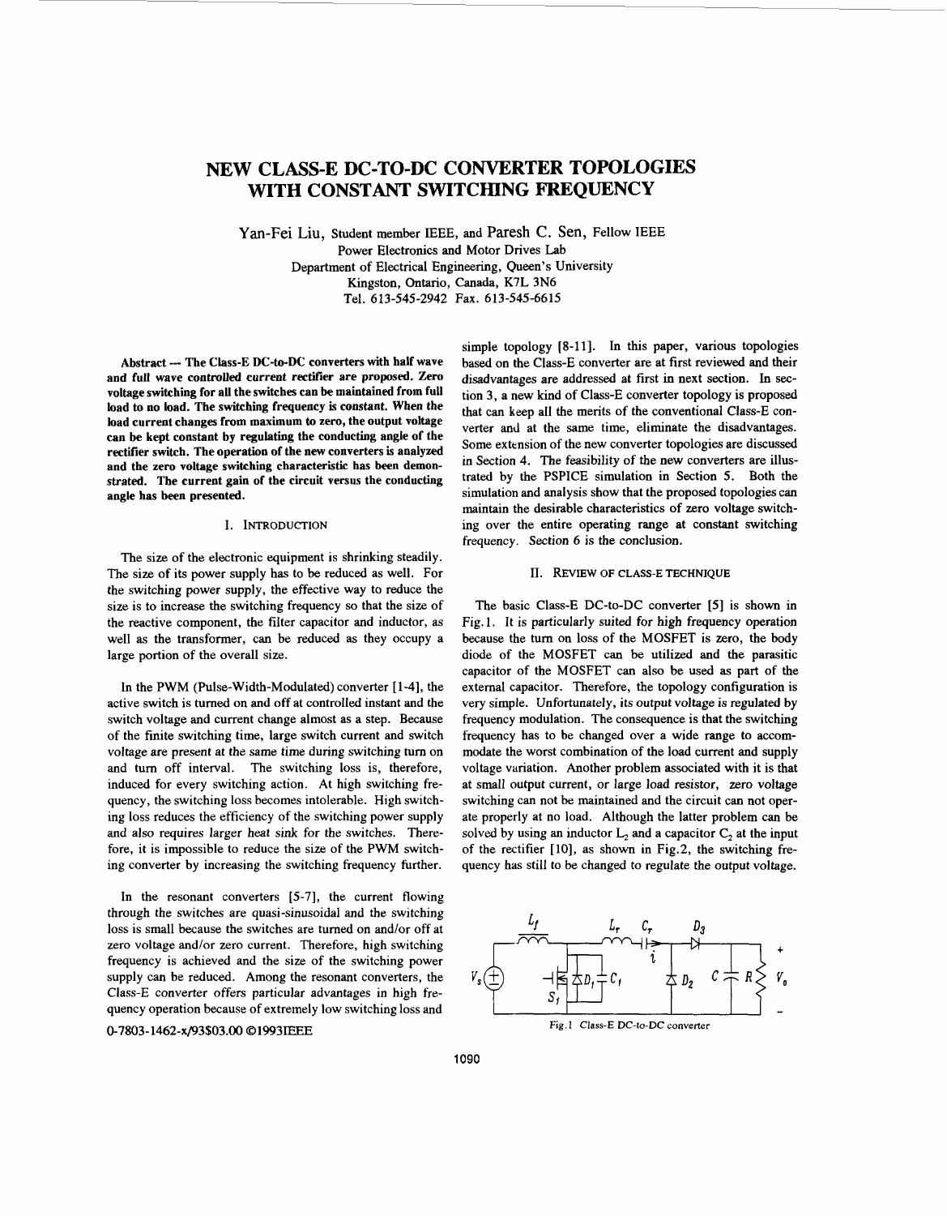# NEW CLASS-E DC-TO-DC CONVERTER TOPOLOGIES WITH CONSTANT SWITCHING FREQUENCY

Yan-Fei Liu, Student member IEEE, and Paresh C. Sen, Fellow IEEE
Power Electronics and Motor Drives Lab
Department of Electrical Engineering, Queen's University
Kingston, Ontario, Canada, K7L 3N6
Tel. 613-545-2942 Fax. 613-545-6615

**Abstract — The Class-E DC-to-DC converters with half wave and full wave controlled current rectifier are proposed. Zero voltage switching for all the switches can be maintained from full load to no load. The switching frequency is constant. When the load current changes from maximum to zero, the output voltage can be kept constant by regulating the conducting angle of the rectifier switch. The operation of the new converters is analyzed and the zero voltage switching characteristic has been demonstrated. The current gain of the circuit versus the conducting angle has been presented.**

## I. INTRODUCTION

The size of the electronic equipment is shrinking steadily. The size of its power supply has to be reduced as well. For the switching power supply, the effective way to reduce the size is to increase the switching frequency so that the size of the reactive component, the filter capacitor and inductor, as well as the transformer, can be reduced as they occupy a large portion of the overall size.

In the PWM (Pulse-Width-Modulated) converter [1-4], the active switch is turned on and off at controlled instant and the switch voltage and current change almost as a step. Because of the finite switching time, large switch current and switch voltage are present at the same time during switching turn on and turn off interval. The switching loss is, therefore, induced for every switching action. At high switching frequency, the switching loss becomes intolerable. High switching loss reduces the efficiency of the switching power supply and also requires larger heat sink for the switches. Therefore, it is impossible to reduce the size of the PWM switching converter by increasing the switching frequency further.

In the resonant converters [5-7], the current flowing through the switches are quasi-sinusoidal and the switching loss is small because the switches are turned on and/or off at zero voltage and/or zero current. Therefore, high switching frequency is achieved and the size of the switching power supply can be reduced. Among the resonant converters, the Class-E converter offers particular advantages in high frequency operation because of extremely low switching loss and simple topology [8-11]. In this paper, various topologies based on the Class-E converter are at first reviewed and their disadvantages are addressed at first in next section. In section 3, a new kind of Class-E converter topology is proposed that can keep all the merits of the conventional Class-E converter and at the same time, eliminate the disadvantages. Some extension of the new converter topologies are discussed in Section 4. The feasibility of the new converters are illustrated by the PSPICE simulation in Section 5. Both the simulation and analysis show that the proposed topologies can maintain the desirable characteristics of zero voltage switching over the entire operating range at constant switching frequency. Section 6 is the conclusion.

## II. REVIEW OF CLASS-E TECHNIQUE

The basic Class-E DC-to-DC converter [5] is shown in Fig.1. It is particularly suited for high frequency operation because the turn on loss of the MOSFET is zero, the body diode of the MOSFET can be utilized and the parasitic capacitor of the MOSFET can also be used as part of the external capacitor. Therefore, the topology configuration is very simple. Unfortunately, its output voltage is regulated by frequency modulation. The consequence is that the switching frequency has to be changed over a wide range to accommodate the worst combination of the load current and supply voltage variation. Another problem associated with it is that at small output current, or large load resistor, zero voltage switching can not be maintained and the circuit can not operate properly at no load. Although the latter problem can be solved by using an inductor $L_2$ and a capacitor $C_2$ at the input of the rectifier [10], as shown in Fig.2, the switching frequency has still to be changed to regulate the output voltage.

Fig.1 Class-E DC-to-DC converter

0-7803-1462-x/93$03.00 ©1993IEEE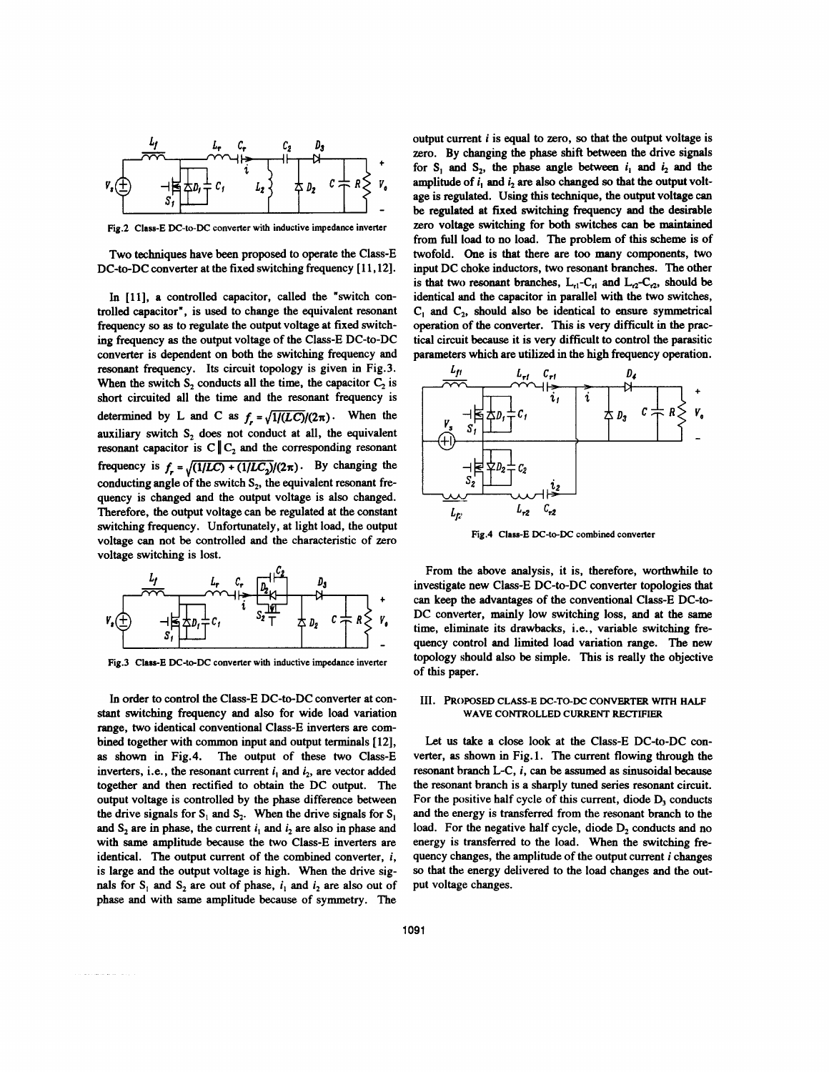Fig.2 Class-E DC-to-DC converter with inductive impedance inverter

Two techniques have been proposed to operate the Class-E DC-to-DC converter at the fixed switching frequency [11,12].

In [11], a controlled capacitor, called the "switch controlled capacitor", is used to change the equivalent resonant frequency so as to regulate the output voltage at fixed switching frequency as the output voltage of the Class-E DC-to-DC converter is dependent on both the switching frequency and resonant frequency. Its circuit topology is given in Fig.3. When the switch $S_2$ conducts all the time, the capacitor $C_2$ is short circuited all the time and the resonant frequency is determined by L and C as $f_r = \sqrt{1/(LC)}/(2\pi)$. When the auxiliary switch $S_2$ does not conduct at all, the equivalent resonant capacitor is $C \| C_2$ and the corresponding resonant frequency is $f_r = \sqrt{(1/LC) + (1/LC_2)}/(2\pi)$. By changing the conducting angle of the switch $S_2$, the equivalent resonant frequency is changed and the output voltage is also changed. Therefore, the output voltage can be regulated at the constant switching frequency. Unfortunately, at light load, the output voltage can not be controlled and the characteristic of zero voltage switching is lost.

Fig.3 Class-E DC-to-DC converter with inductive impedance inverter

In order to control the Class-E DC-to-DC converter at constant switching frequency and also for wide load variation range, two identical conventional Class-E inverters are combined together with common input and output terminals [12], as shown in Fig.4. The output of these two Class-E inverters, i.e., the resonant current $i_1$ and $i_2$, are vector added together and then rectified to obtain the DC output. The output voltage is controlled by the phase difference between the drive signals for $S_1$ and $S_2$. When the drive signals for $S_1$ and $S_2$ are in phase, the current $i_1$ and $i_2$ are also in phase and with same amplitude because the two Class-E inverters are identical. The output current of the combined converter, $i$, is large and the output voltage is high. When the drive signals for $S_1$ and $S_2$ are out of phase, $i_1$ and $i_2$ are also out of phase and with same amplitude because of symmetry. The output current $i$ is equal to zero, so that the output voltage is zero. By changing the phase shift between the drive signals for $S_1$ and $S_2$, the phase angle between $i_1$ and $i_2$ and the amplitude of $i_1$ and $i_2$ are also changed so that the output voltage is regulated. Using this technique, the output voltage can be regulated at fixed switching frequency and the desirable zero voltage switching for both switches can be maintained from full load to no load. The problem of this scheme is of twofold. One is that there are too many components, two input DC choke inductors, two resonant branches. The other is that two resonant branches, $L_{r1}$-$C_{r1}$ and $L_{r2}$-$C_{r2}$, should be identical and the capacitor in parallel with the two switches, $C_1$ and $C_2$, should also be identical to ensure symmetrical operation of the converter. This is very difficult in the practical circuit because it is very difficult to control the parasitic parameters which are utilized in the high frequency operation.

Fig.4 Class-E DC-to-DC combined converter

From the above analysis, it is, therefore, worthwhile to investigate new Class-E DC-to-DC converter topologies that can keep the advantages of the conventional Class-E DC-to-DC converter, mainly low switching loss, and at the same time, eliminate its drawbacks, i.e., variable switching frequency control and limited load variation range. The new topology should also be simple. This is really the objective of this paper.

## III. PROPOSED CLASS-E DC-TO-DC CONVERTER WITH HALF WAVE CONTROLLED CURRENT RECTIFIER

Let us take a close look at the Class-E DC-to-DC converter, as shown in Fig.1. The current flowing through the resonant branch L-C, $i$, can be assumed as sinusoidal because the resonant branch is a sharply tuned series resonant circuit. For the positive half cycle of this current, diode $D_3$ conducts and the energy is transferred from the resonant branch to the load. For the negative half cycle, diode $D_2$ conducts and no energy is transferred to the load. When the switching frequency changes, the amplitude of the output current $i$ changes so that the energy delivered to the load changes and the output voltage changes.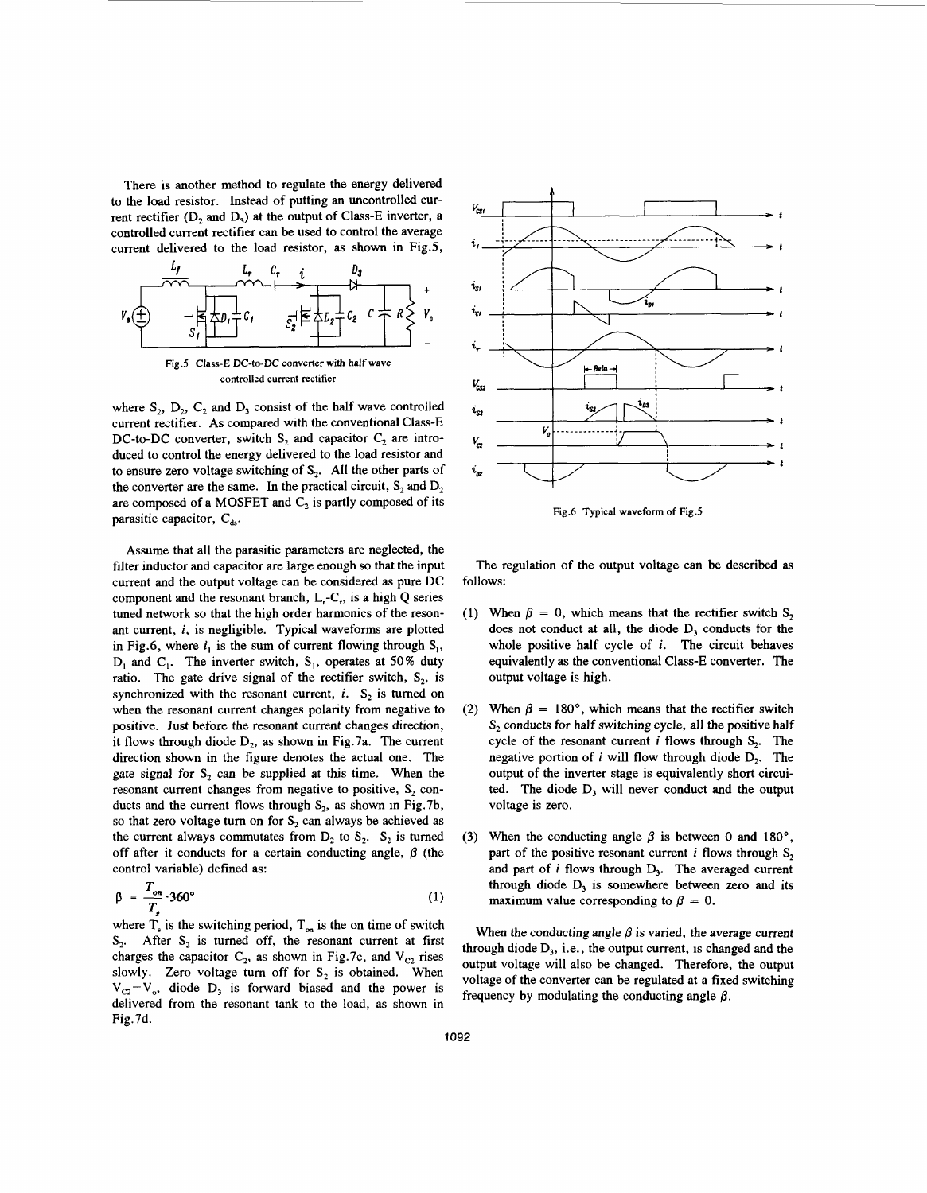There is another method to regulate the energy delivered to the load resistor. Instead of putting an uncontrolled current rectifier ($D_2$ and $D_3$) at the output of Class-E inverter, a controlled current rectifier can be used to control the average current delivered to the load resistor, as shown in Fig.5,

Fig.5 Class-E DC-to-DC converter with half wave controlled current rectifier

where $S_2$, $D_2$, $C_2$ and $D_3$ consist of the half wave controlled current rectifier. As compared with the conventional Class-E DC-to-DC converter, switch $S_2$ and capacitor $C_2$ are introduced to control the energy delivered to the load resistor and to ensure zero voltage switching of $S_2$. All the other parts of the converter are the same. In the practical circuit, $S_2$ and $D_2$ are composed of a MOSFET and $C_2$ is partly composed of its parasitic capacitor, $C_{ds}$.

Assume that all the parasitic parameters are neglected, the filter inductor and capacitor are large enough so that the input current and the output voltage can be considered as pure DC component and the resonant branch, $L_r$-$C_r$, is a high Q series tuned network so that the high order harmonics of the resonant current, $i$, is negligible. Typical waveforms are plotted in Fig.6, where $i_1$ is the sum of current flowing through $S_1$, $D_1$ and $C_1$. The inverter switch, $S_1$, operates at 50% duty ratio. The gate drive signal of the rectifier switch, $S_2$, is synchronized with the resonant current, $i$. $S_2$ is turned on when the resonant current changes polarity from negative to positive. Just before the resonant current changes direction, it flows through diode $D_2$, as shown in Fig.7a. The current direction shown in the figure denotes the actual one. The gate signal for $S_2$ can be supplied at this time. When the resonant current changes from negative to positive, $S_2$ conducts and the current flows through $S_2$, as shown in Fig.7b, so that zero voltage turn on for $S_2$ can always be achieved as the current always commutates from $D_2$ to $S_2$. $S_2$ is turned off after it conducts for a certain conducting angle, $\beta$ (the control variable) defined as:

$$\beta = \frac{T_{on}}{T_s} \cdot 360° \tag{1}$$

where $T_s$ is the switching period, $T_{on}$ is the on time of switch $S_2$. After $S_2$ is turned off, the resonant current at first charges the capacitor $C_2$, as shown in Fig.7c, and $V_{C2}$ rises slowly. Zero voltage turn off for $S_2$ is obtained. When $V_{C2}=V_o$, diode $D_3$ is forward biased and the power is delivered from the resonant tank to the load, as shown in Fig.7d.

Fig.6 Typical waveform of Fig.5

The regulation of the output voltage can be described as follows:

(1) When $\beta = 0$, which means that the rectifier switch $S_2$ does not conduct at all, the diode $D_3$ conducts for the whole positive half cycle of $i$. The circuit behaves equivalently as the conventional Class-E converter. The output voltage is high.

(2) When $\beta = 180°$, which means that the rectifier switch $S_2$ conducts for half switching cycle, all the positive half cycle of the resonant current $i$ flows through $S_2$. The negative portion of $i$ will flow through diode $D_2$. The output of the inverter stage is equivalently short circuited. The diode $D_3$ will never conduct and the output voltage is zero.

(3) When the conducting angle $\beta$ is between 0 and 180°, part of the positive resonant current $i$ flows through $S_2$ and part of $i$ flows through $D_3$. The averaged current through diode $D_3$ is somewhere between zero and its maximum value corresponding to $\beta = 0$.

When the conducting angle $\beta$ is varied, the average current through diode $D_3$, i.e., the output current, is changed and the output voltage will also be changed. Therefore, the output voltage of the converter can be regulated at a fixed switching frequency by modulating the conducting angle $\beta$.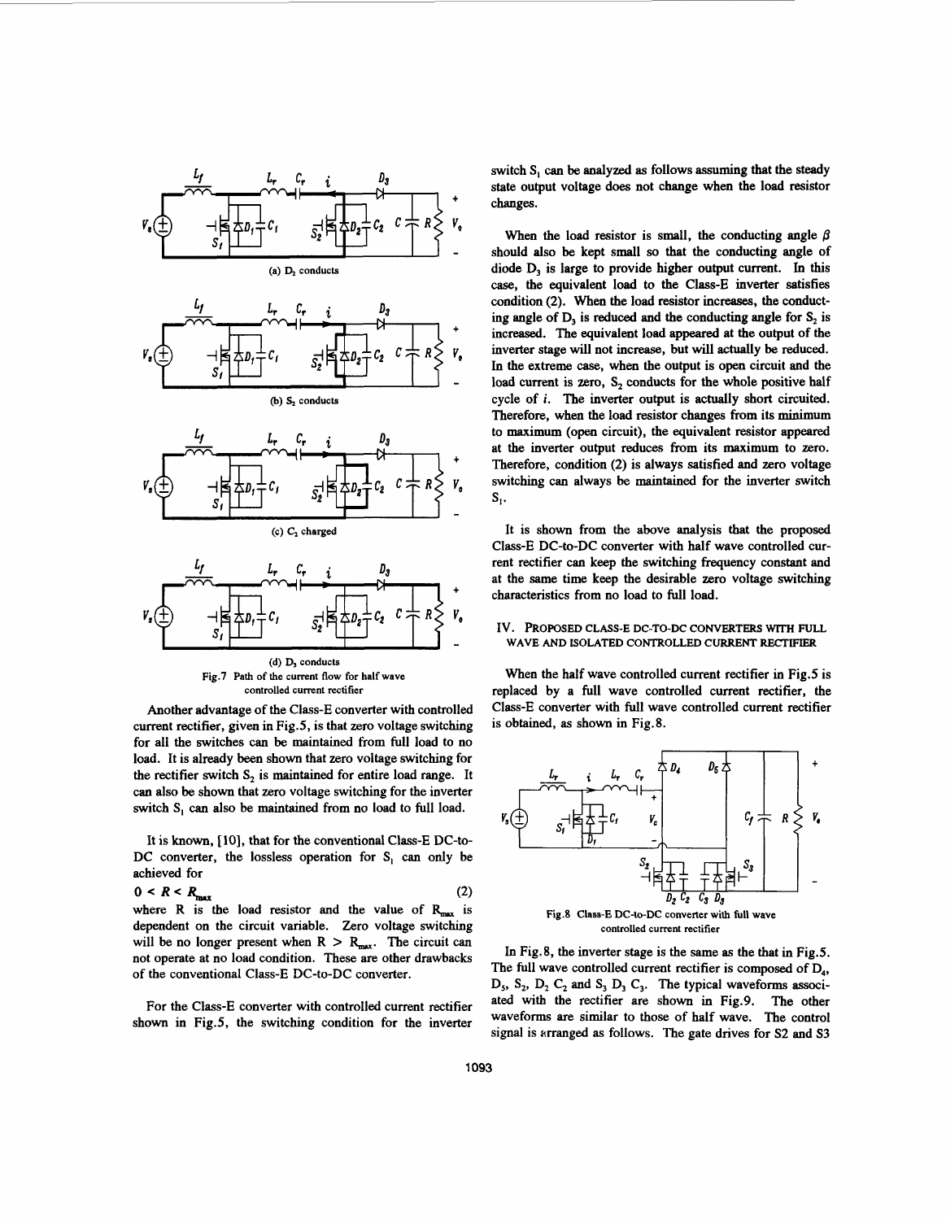(a) $D_2$ conducts

(b) $S_2$ conducts

(c) $C_2$ charged

(d) $D_3$ conducts

Fig.7 Path of the current flow for half wave controlled current rectifier

Another advantage of the Class-E converter with controlled current rectifier, given in Fig.5, is that zero voltage switching for all the switches can be maintained from full load to no load. It is already been shown that zero voltage switching for the rectifier switch $S_2$ is maintained for entire load range. It can also be shown that zero voltage switching for the inverter switch $S_1$ can also be maintained from no load to full load.

It is known, [10], that for the conventional Class-E DC-to-DC converter, the lossless operation for $S_1$ can only be achieved for

$$0 < R < R_{max} \tag{2}$$

where R is the load resistor and the value of $R_{max}$ is dependent on the circuit variable. Zero voltage switching will be no longer present when $R > R_{max}$. The circuit can not operate at no load condition. These are other drawbacks of the conventional Class-E DC-to-DC converter.

For the Class-E converter with controlled current rectifier shown in Fig.5, the switching condition for the inverter switch $S_1$ can be analyzed as follows assuming that the steady state output voltage does not change when the load resistor changes.

When the load resistor is small, the conducting angle $\beta$ should also be kept small so that the conducting angle of diode $D_3$ is large to provide higher output current. In this case, the equivalent load to the Class-E inverter satisfies condition (2). When the load resistor increases, the conducting angle of $D_3$ is reduced and the conducting angle for $S_2$ is increased. The equivalent load appeared at the output of the inverter stage will not increase, but will actually be reduced. In the extreme case, when the output is open circuit and the load current is zero, $S_2$ conducts for the whole positive half cycle of $i$. The inverter output is actually short circuited. Therefore, when the load resistor changes from its minimum to maximum (open circuit), the equivalent resistor appeared at the inverter output reduces from its maximum to zero. Therefore, condition (2) is always satisfied and zero voltage switching can always be maintained for the inverter switch $S_1$.

It is shown from the above analysis that the proposed Class-E DC-to-DC converter with half wave controlled current rectifier can keep the switching frequency constant and at the same time keep the desirable zero voltage switching characteristics from no load to full load.

## IV. Proposed Class-E DC-to-DC Converters with Full Wave and Isolated Controlled Current Rectifier

When the half wave controlled current rectifier in Fig.5 is replaced by a full wave controlled current rectifier, the Class-E converter with full wave controlled current rectifier is obtained, as shown in Fig.8.

Fig.8 Class-E DC-to-DC converter with full wave controlled current rectifier

In Fig.8, the inverter stage is the same as the that in Fig.5. The full wave controlled current rectifier is composed of $D_4$, $D_5$, $S_2$, $D_2$ $C_2$ and $S_3$ $D_3$ $C_3$. The typical waveforms associated with the rectifier are shown in Fig.9. The other waveforms are similar to those of half wave. The control signal is arranged as follows. The gate drives for S2 and S3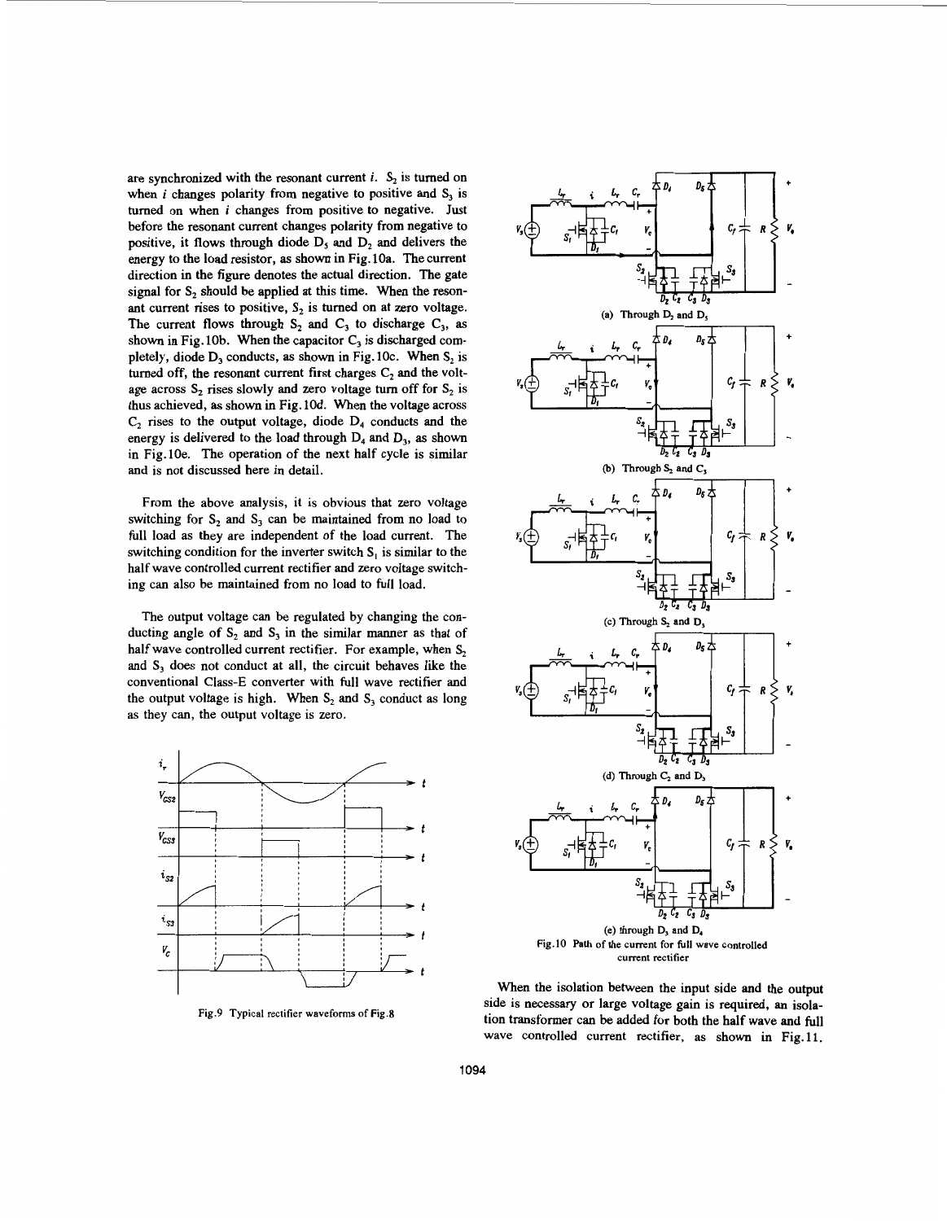are synchronized with the resonant current $i$. $S_2$ is turned on when $i$ changes polarity from negative to positive and $S_3$ is turned on when $i$ changes from positive to negative. Just before the resonant current changes polarity from negative to positive, it flows through diode $D_5$ and $D_2$ and delivers the energy to the load resistor, as shown in Fig.10a. The current direction in the figure denotes the actual direction. The gate signal for $S_2$ should be applied at this time. When the resonant current rises to positive, $S_2$ is turned on at zero voltage. The current flows through $S_2$ and $C_3$ to discharge $C_3$, as shown in Fig.10b. When the capacitor $C_3$ is discharged completely, diode $D_3$ conducts, as shown in Fig.10c. When $S_2$ is turned off, the resonant current first charges $C_2$ and the voltage across $S_2$ rises slowly and zero voltage turn off for $S_2$ is thus achieved, as shown in Fig.10d. When the voltage across $C_2$ rises to the output voltage, diode $D_4$ conducts and the energy is delivered to the load through $D_4$ and $D_3$, as shown in Fig.10e. The operation of the next half cycle is similar and is not discussed here in detail.

From the above analysis, it is obvious that zero voltage switching for $S_2$ and $S_3$ can be maintained from no load to full load as they are independent of the load current. The switching condition for the inverter switch $S_1$ is similar to the half wave controlled current rectifier and zero voltage switching can also be maintained from no load to full load.

The output voltage can be regulated by changing the conducting angle of $S_2$ and $S_3$ in the similar manner as that of half wave controlled current rectifier. For example, when $S_2$ and $S_3$ does not conduct at all, the circuit behaves like the conventional Class-E converter with full wave rectifier and the output voltage is high. When $S_2$ and $S_3$ conduct as long as they can, the output voltage is zero.

Fig.9 Typical rectifier waveforms of Fig.8

(a) Through $D_2$ and $D_5$

(b) Through $S_2$ and $C_3$

(c) Through $S_2$ and $D_3$

(d) Through $C_2$ and $D_3$

(e) through $D_3$ and $D_4$

Fig.10 Path of the current for full wave controlled current rectifier

When the isolation between the input side and the output side is necessary or large voltage gain is required, an isolation transformer can be added for both the half wave and full wave controlled current rectifier, as shown in Fig.11.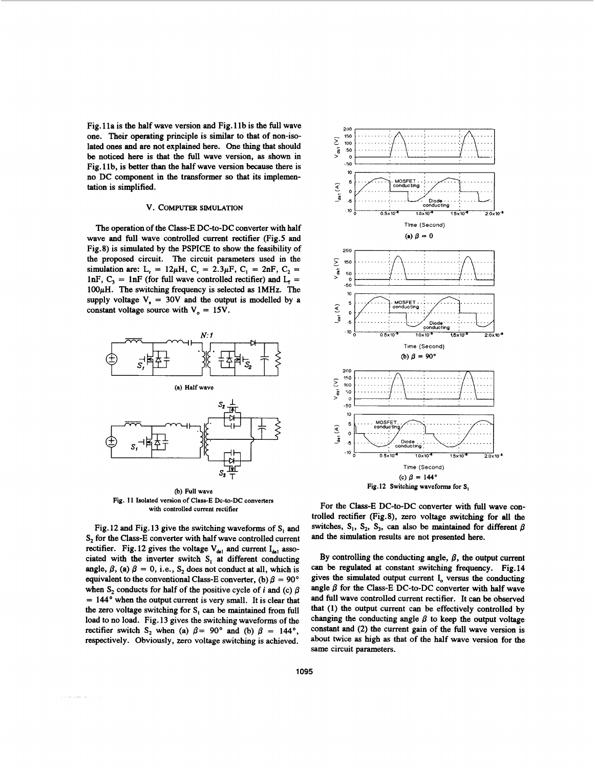Fig.11a is the half wave version and Fig.11b is the full wave one. Their operating principle is similar to that of non-isolated ones and are not explained here. One thing that should be noticed here is that the full wave version, as shown in Fig.11b, is better than the half wave version because there is no DC component in the transformer so that its implementation is simplified.

## V. COMPUTER SIMULATION

The operation of the Class-E DC-to-DC converter with half wave and full wave controlled current rectifier (Fig.5 and Fig.8) is simulated by the PSPICE to show the feasibility of the proposed circuit. The circuit parameters used in the simulation are: $L_r$ = 12$\mu$H, $C_r$ = 2.3$\mu$F, $C_1$ = 2nF, $C_2$ = 1nF, $C_3$ = 1nF (for full wave controlled rectifier) and $L_f$ = 100$\mu$H. The switching frequency is selected as 1MHz. The supply voltage $V_s$ = 30V and the output is modelled by a constant voltage source with $V_o$ = 15V.

(a) Half wave

(b) Full wave

Fig. 11 Isolated version of Class-E Dc-to-DC converters with controlled current rectifier

Fig.12 and Fig.13 give the switching waveforms of $S_1$ and $S_2$ for the Class-E converter with half wave controlled current rectifier. Fig.12 gives the voltage $V_{ds1}$ and current $I_{ds1}$ associated with the inverter switch $S_1$ at different conducting angle, $\beta$, (a) $\beta$ = 0, i.e., $S_2$ does not conduct at all, which is equivalent to the conventional Class-E converter, (b) $\beta$ = 90° when $S_2$ conducts for half of the positive cycle of $i$ and (c) $\beta$ = 144° when the output current is very small. It is clear that the zero voltage switching for $S_1$ can be maintained from full load to no load. Fig.13 gives the switching waveforms of the rectifier switch $S_2$ when (a) $\beta$= 90° and (b) $\beta$ = 144°, respectively. Obviously, zero voltage switching is achieved.

(a) $\beta = 0$

(b) $\beta = 90°$

(c) $\beta = 144°$

Fig.12 Switching waveforms for $S_1$

For the Class-E DC-to-DC converter with full wave controlled rectifier (Fig.8), zero voltage switching for all the switches, $S_1$, $S_2$, $S_3$, can also be maintained for different $\beta$ and the simulation results are not presented here.

By controlling the conducting angle, $\beta$, the output current can be regulated at constant switching frequency. Fig.14 gives the simulated output current $I_o$ versus the conducting angle $\beta$ for the Class-E DC-to-DC converter with half wave and full wave controlled current rectifier. It can be observed that (1) the output current can be effectively controlled by changing the conducting angle $\beta$ to keep the output voltage constant and (2) the current gain of the full wave version is about twice as high as that of the half wave version for the same circuit parameters.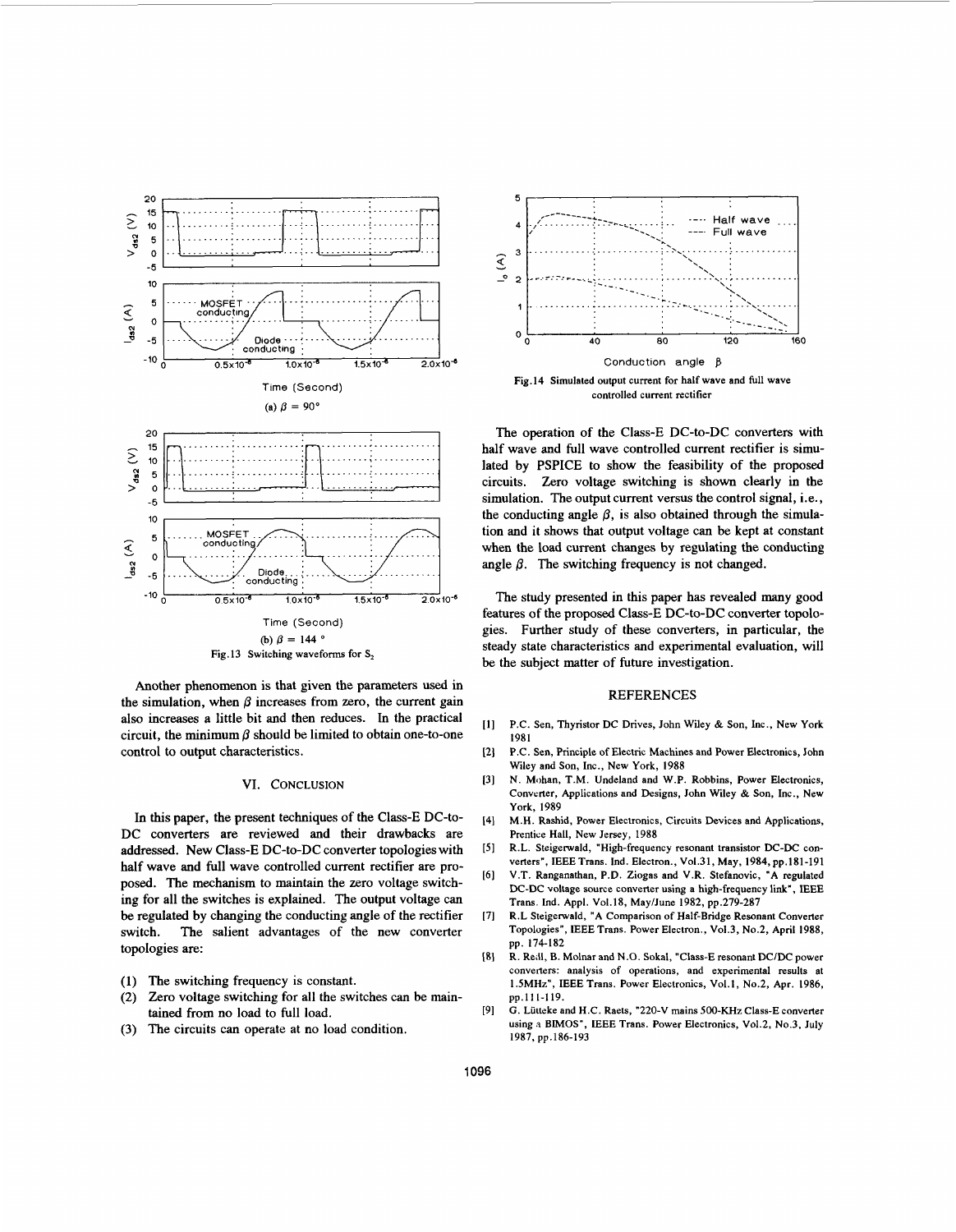(a) $\beta = 90°$

(b) $\beta = 144°$

Fig.13 Switching waveforms for $S_2$

Another phenomenon is that given the parameters used in the simulation, when $\beta$ increases from zero, the current gain also increases a little bit and then reduces. In the practical circuit, the minimum $\beta$ should be limited to obtain one-to-one control to output characteristics.

Fig.14 Simulated output current for half wave and full wave controlled current rectifier

The operation of the Class-E DC-to-DC converters with half wave and full wave controlled current rectifier is simulated by PSPICE to show the feasibility of the proposed circuits. Zero voltage switching is shown clearly in the simulation. The output current versus the control signal, i.e., the conducting angle $\beta$, is also obtained through the simulation and it shows that output voltage can be kept at constant when the load current changes by regulating the conducting angle $\beta$. The switching frequency is not changed.

The study presented in this paper has revealed many good features of the proposed Class-E DC-to-DC converter topologies. Further study of these converters, in particular, the steady state characteristics and experimental evaluation, will be the subject matter of future investigation.

## VI. CONCLUSION

In this paper, the present techniques of the Class-E DC-to-DC converters are reviewed and their drawbacks are addressed. New Class-E DC-to-DC converter topologies with half wave and full wave controlled current rectifier are proposed. The mechanism to maintain the zero voltage switching for all the switches is explained. The output voltage can be regulated by changing the conducting angle of the rectifier switch. The salient advantages of the new converter topologies are:

(1) The switching frequency is constant.
(2) Zero voltage switching for all the switches can be maintained from no load to full load.
(3) The circuits can operate at no load condition.

## REFERENCES

[1] P.C. Sen, Thyristor DC Drives, John Wiley & Son, Inc., New York 1981

[2] P.C. Sen, Principle of Electric Machines and Power Electronics, John Wiley and Son, Inc., New York, 1988

[3] N. Mohan, T.M. Undeland and W.P. Robbins, Power Electronics, Converter, Applications and Designs, John Wiley & Son, Inc., New York, 1989

[4] M.H. Rashid, Power Electronics, Circuits Devices and Applications, Prentice Hall, New Jersey, 1988

[5] R.L. Steigerwald, "High-frequency resonant transistor DC-DC converters", IEEE Trans. Ind. Electron., Vol.31, May, 1984, pp.181-191

[6] V.T. Ranganathan, P.D. Ziogas and V.R. Stefanovic, "A regulated DC-DC voltage source converter using a high-frequency link", IEEE Trans. Ind. Appl. Vol.18, May/June 1982, pp.279-287

[7] R.L Steigerwald, "A Comparison of Half-Bridge Resonant Converter Topologies", IEEE Trans. Power Electron., Vol.3, No.2, April 1988, pp. 174-182

[8] R. Redl, B. Molnar and N.O. Sokal, "Class-E resonant DC/DC power converters: analysis of operations, and experimental results at 1.5MHz", IEEE Trans. Power Electronics, Vol.1, No.2, Apr. 1986, pp.111-119.

[9] G. Lütteke and H.C. Raets, "220-V mains 500-KHz Class-E converter using a BIMOS", IEEE Trans. Power Electronics, Vol.2, No.3, July 1987, pp.186-193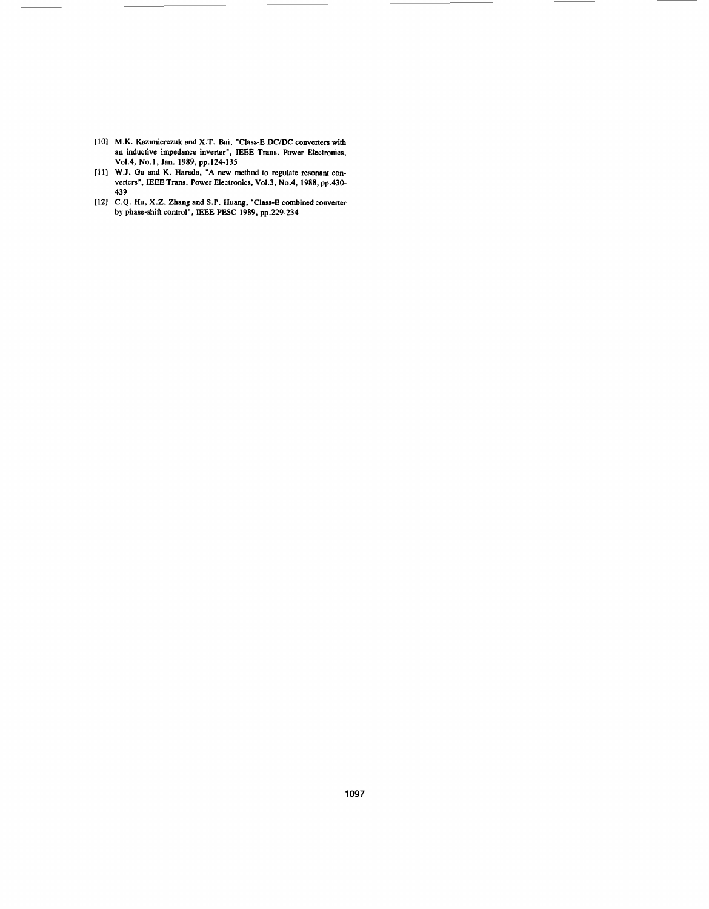[10] M.K. Kazimierczuk and X.T. Bui, "Class-E DC/DC converters with an inductive impedance inverter", IEEE Trans. Power Electronics, Vol.4, No.1, Jan. 1989, pp.124-135

[11] W.J. Gu and K. Harada, "A new method to regulate resonant converters", IEEE Trans. Power Electronics, Vol.3, No.4, 1988, pp.430-439

[12] C.Q. Hu, X.Z. Zhang and S.P. Huang, "Class-E combined converter by phase-shift control", IEEE PESC 1989, pp.229-234